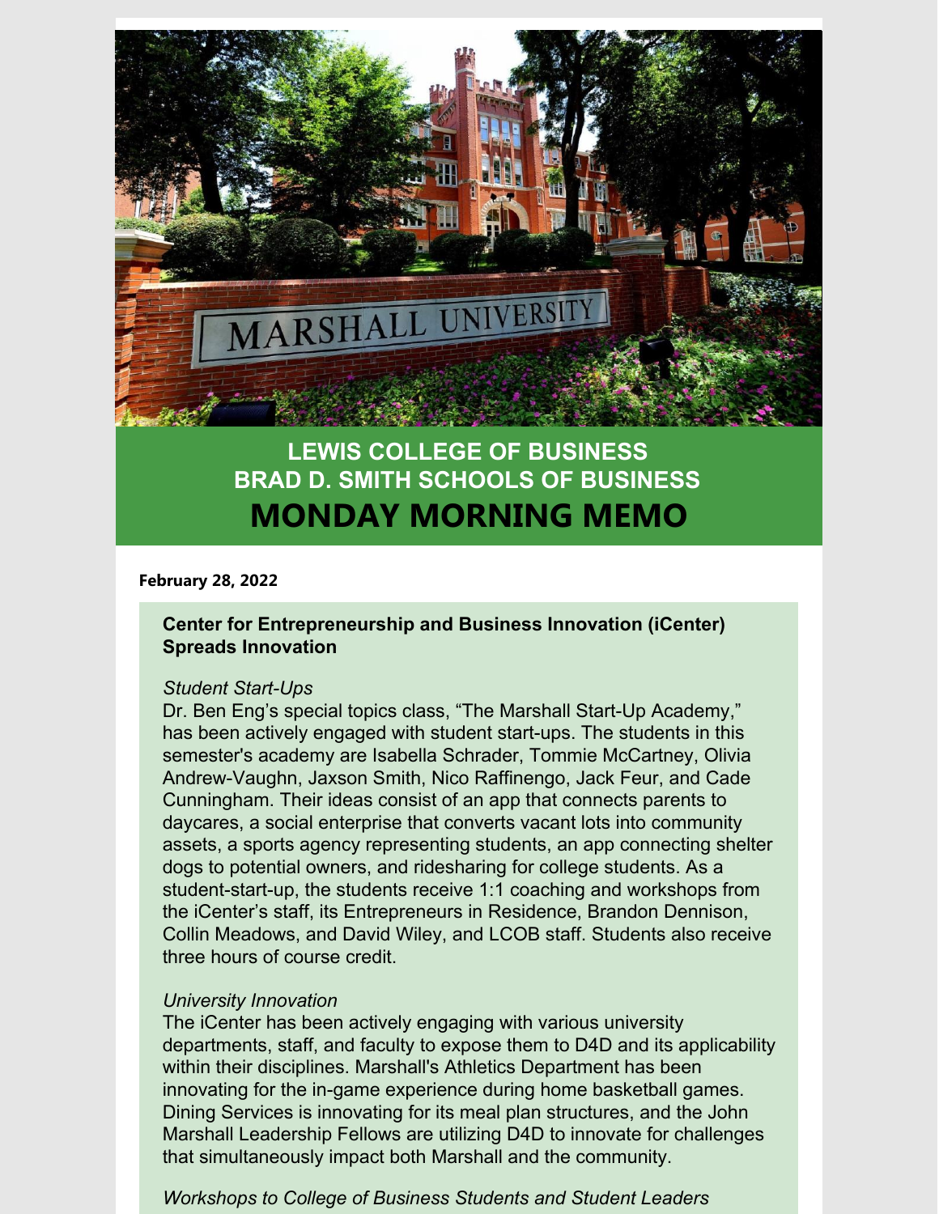# LEWIS COLLEGE OF BUSINESS
# BRAD D. SMITH SCHOOLS OF BUSINESS
# MONDAY MORNING MEMO

**February 28, 2022**

## Center for Entrepreneurship and Business Innovation (iCenter) Spreads Innovation

*Student Start-Ups*

Dr. Ben Eng's special topics class, "The Marshall Start-Up Academy," has been actively engaged with student start-ups. The students in this semester's academy are Isabella Schrader, Tommie McCartney, Olivia Andrew-Vaughn, Jaxson Smith, Nico Raffinengo, Jack Feur, and Cade Cunningham. Their ideas consist of an app that connects parents to daycares, a social enterprise that converts vacant lots into community assets, a sports agency representing students, an app connecting shelter dogs to potential owners, and ridesharing for college students. As a student-start-up, the students receive 1:1 coaching and workshops from the iCenter's staff, its Entrepreneurs in Residence, Brandon Dennison, Collin Meadows, and David Wiley, and LCOB staff. Students also receive three hours of course credit.

*University Innovation*

The iCenter has been actively engaging with various university departments, staff, and faculty to expose them to D4D and its applicability within their disciplines. Marshall's Athletics Department has been innovating for the in-game experience during home basketball games. Dining Services is innovating for its meal plan structures, and the John Marshall Leadership Fellows are utilizing D4D to innovate for challenges that simultaneously impact both Marshall and the community.

*Workshops to College of Business Students and Student Leaders*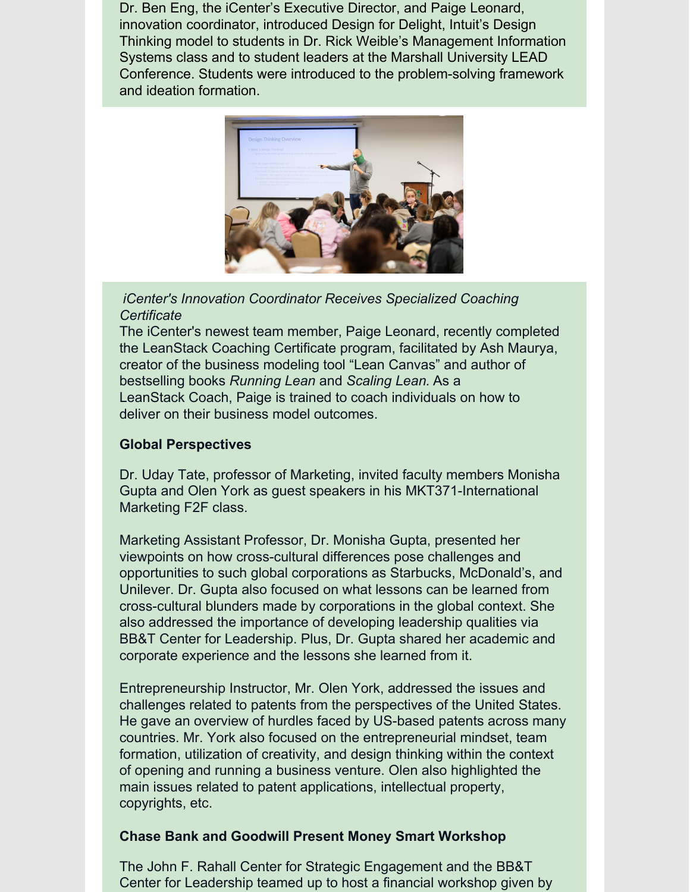Dr. Ben Eng, the iCenter's Executive Director, and Paige Leonard, innovation coordinator, introduced Design for Delight, Intuit's Design Thinking model to students in Dr. Rick Weible's Management Information Systems class and to student leaders at the Marshall University LEAD Conference. Students were introduced to the problem-solving framework and ideation formation.

*iCenter's Innovation Coordinator Receives Specialized Coaching Certificate*

The iCenter's newest team member, Paige Leonard, recently completed the LeanStack Coaching Certificate program, facilitated by Ash Maurya, creator of the business modeling tool "Lean Canvas" and author of bestselling books *Running Lean* and *Scaling Lean.* As a LeanStack Coach, Paige is trained to coach individuals on how to deliver on their business model outcomes.

**Global Perspectives**

Dr. Uday Tate, professor of Marketing, invited faculty members Monisha Gupta and Olen York as guest speakers in his MKT371-International Marketing F2F class.

Marketing Assistant Professor, Dr. Monisha Gupta, presented her viewpoints on how cross-cultural differences pose challenges and opportunities to such global corporations as Starbucks, McDonald's, and Unilever. Dr. Gupta also focused on what lessons can be learned from cross-cultural blunders made by corporations in the global context. She also addressed the importance of developing leadership qualities via BB&T Center for Leadership. Plus, Dr. Gupta shared her academic and corporate experience and the lessons she learned from it.

Entrepreneurship Instructor, Mr. Olen York, addressed the issues and challenges related to patents from the perspectives of the United States. He gave an overview of hurdles faced by US-based patents across many countries. Mr. York also focused on the entrepreneurial mindset, team formation, utilization of creativity, and design thinking within the context of opening and running a business venture. Olen also highlighted the main issues related to patent applications, intellectual property, copyrights, etc.

**Chase Bank and Goodwill Present Money Smart Workshop**

The John F. Rahall Center for Strategic Engagement and the BB&T Center for Leadership teamed up to host a financial workshop given by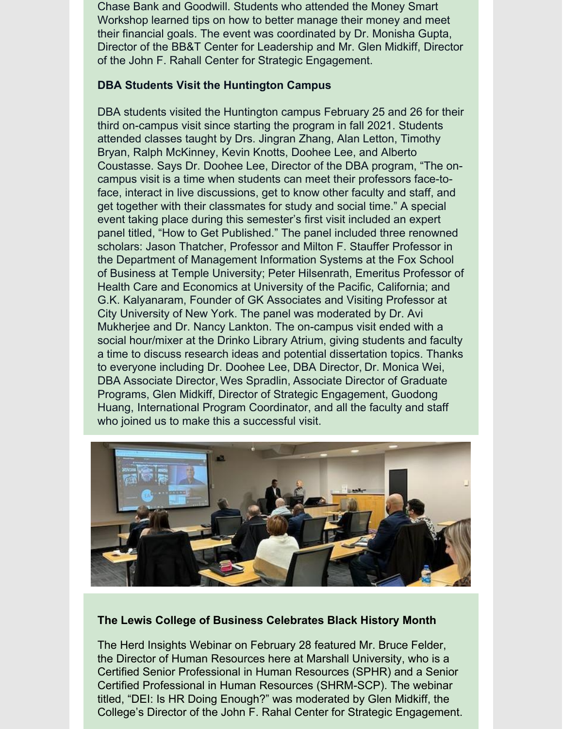Chase Bank and Goodwill. Students who attended the Money Smart Workshop learned tips on how to better manage their money and meet their financial goals. The event was coordinated by Dr. Monisha Gupta, Director of the BB&T Center for Leadership and Mr. Glen Midkiff, Director of the John F. Rahall Center for Strategic Engagement.

**DBA Students Visit the Huntington Campus**

DBA students visited the Huntington campus February 25 and 26 for their third on-campus visit since starting the program in fall 2021. Students attended classes taught by Drs. Jingran Zhang, Alan Letton, Timothy Bryan, Ralph McKinney, Kevin Knotts, Doohee Lee, and Alberto Coustasse. Says Dr. Doohee Lee, Director of the DBA program, "The on-campus visit is a time when students can meet their professors face-to-face, interact in live discussions, get to know other faculty and staff, and get together with their classmates for study and social time." A special event taking place during this semester's first visit included an expert panel titled, "How to Get Published." The panel included three renowned scholars: Jason Thatcher, Professor and Milton F. Stauffer Professor in the Department of Management Information Systems at the Fox School of Business at Temple University; Peter Hilsenrath, Emeritus Professor of Health Care and Economics at University of the Pacific, California; and G.K. Kalyanaram, Founder of GK Associates and Visiting Professor at City University of New York. The panel was moderated by Dr. Avi Mukherjee and Dr. Nancy Lankton. The on-campus visit ended with a social hour/mixer at the Drinko Library Atrium, giving students and faculty a time to discuss research ideas and potential dissertation topics. Thanks to everyone including Dr. Doohee Lee, DBA Director, Dr. Monica Wei, DBA Associate Director, Wes Spradlin, Associate Director of Graduate Programs, Glen Midkiff, Director of Strategic Engagement, Guodong Huang, International Program Coordinator, and all the faculty and staff who joined us to make this a successful visit.

**The Lewis College of Business Celebrates Black History Month**

The Herd Insights Webinar on February 28 featured Mr. Bruce Felder, the Director of Human Resources here at Marshall University, who is a Certified Senior Professional in Human Resources (SPHR) and a Senior Certified Professional in Human Resources (SHRM-SCP). The webinar titled, "DEI: Is HR Doing Enough?" was moderated by Glen Midkiff, the College's Director of the John F. Rahal Center for Strategic Engagement.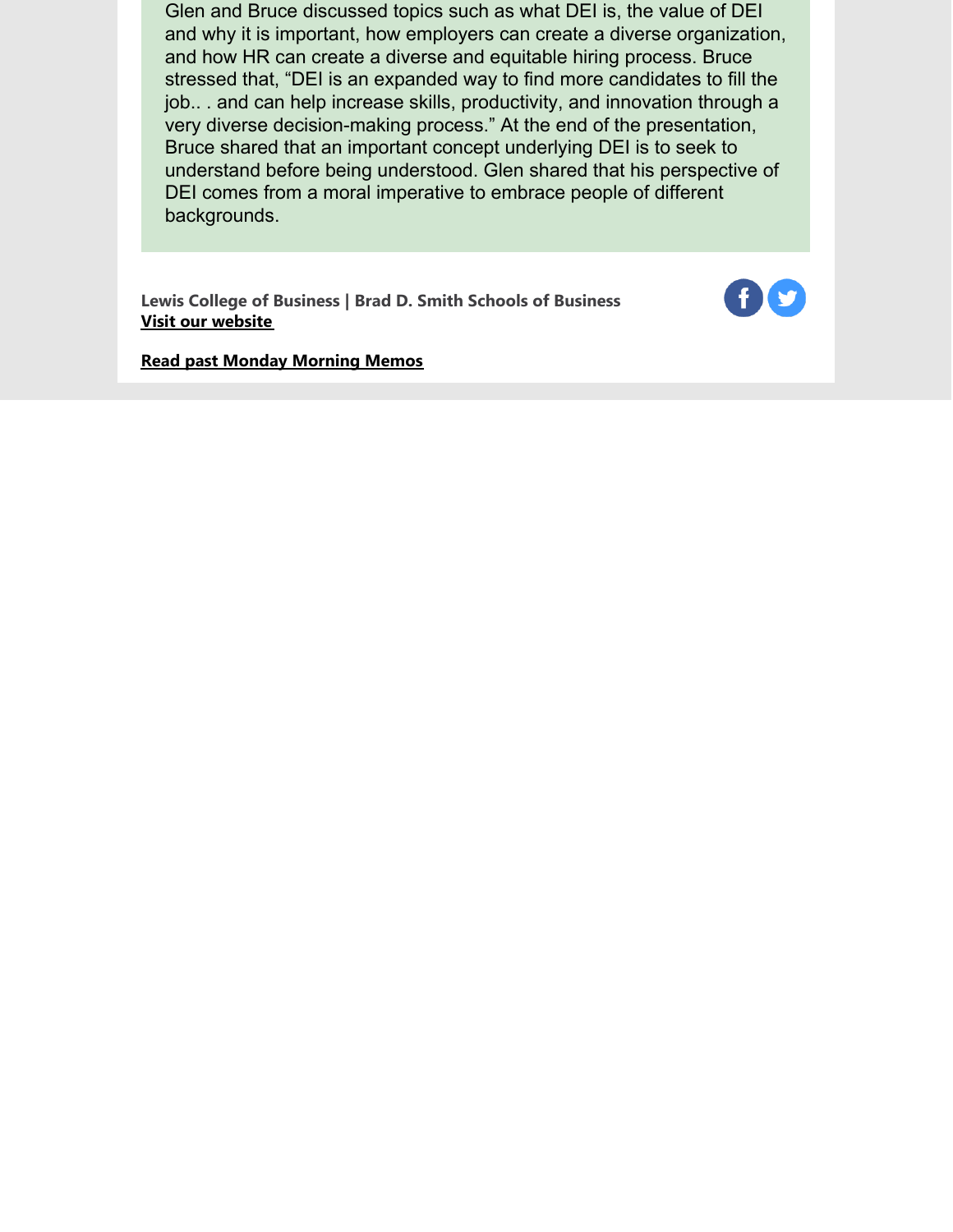Glen and Bruce discussed topics such as what DEI is, the value of DEI and why it is important, how employers can create a diverse organization, and how HR can create a diverse and equitable hiring process. Bruce stressed that, "DEI is an expanded way to find more candidates to fill the job.. . and can help increase skills, productivity, and innovation through a very diverse decision-making process." At the end of the presentation, Bruce shared that an important concept underlying DEI is to seek to understand before being understood. Glen shared that his perspective of DEI comes from a moral imperative to embrace people of different backgrounds.

**Lewis College of Business | Brad D. Smith Schools of Business**
**Visit our website**

**Read past Monday Morning Memos**